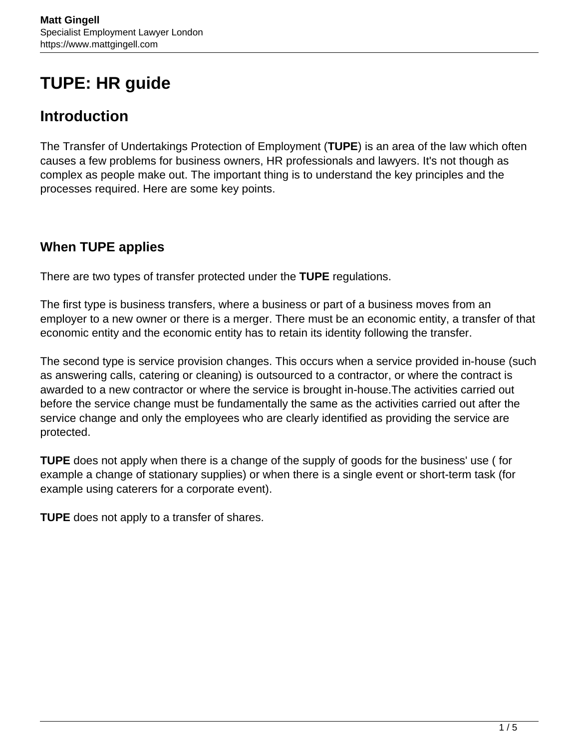# TUPE: HR guide

## Introduction

The Transfer of Undertakings Protection of Employment (**TUPE**) is an area of the law which often causes a few problems for business owners, HR professionals and lawyers. It's not though as complex as people make out. The important thing is to understand the key principles and the processes required. Here are some key points.

### When TUPE applies

There are two types of transfer protected under the **TUPE** regulations.

The first type is business transfers, where a business or part of a business moves from an employer to a new owner or there is a merger. There must be an economic entity, a transfer of that economic entity and the economic entity has to retain its identity following the transfer.

The second type is service provision changes. This occurs when a service provided in-house (such as answering calls, catering or cleaning) is outsourced to a contractor, or where the contract is awarded to a new contractor or where the service is brought in-house.The activities carried out before the service change must be fundamentally the same as the activities carried out after the service change and only the employees who are clearly identified as providing the service are protected.

**TUPE** does not apply when there is a change of the supply of goods for the business' use ( for example a change of stationary supplies) or when there is a single event or short-term task (for example using caterers for a corporate event).

**TUPE** does not apply to a transfer of shares.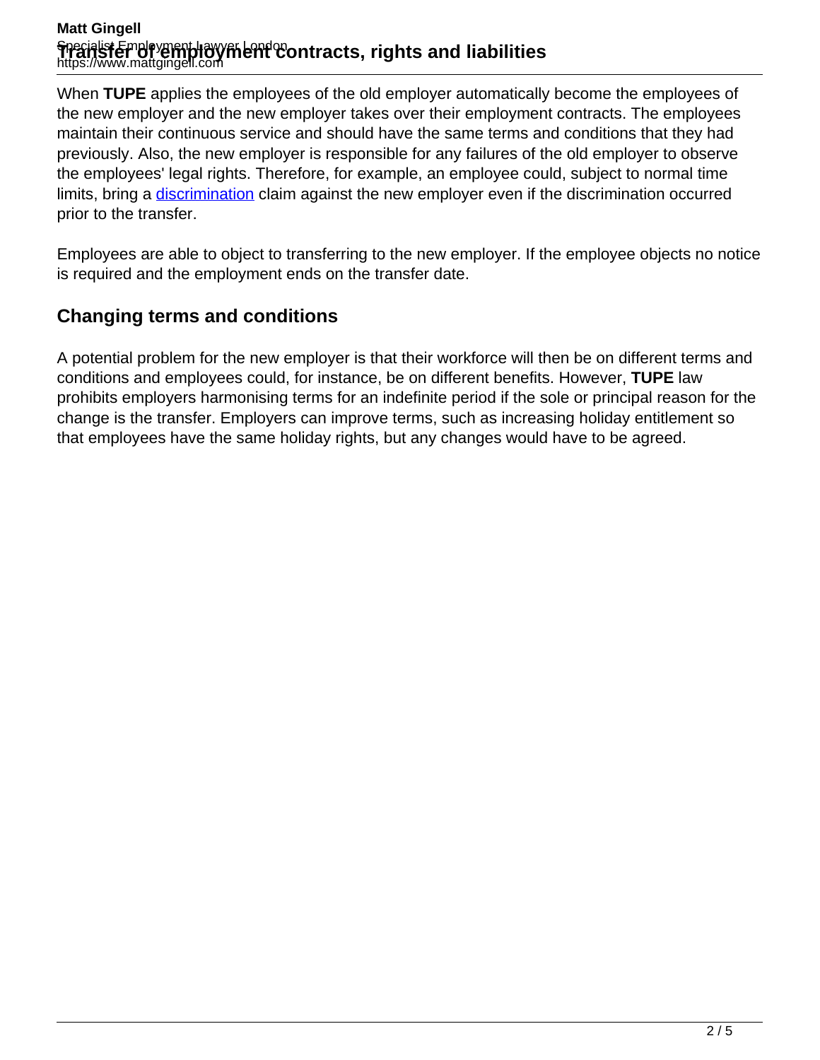# Transfer of employment contracts, rights and liabilities

When **TUPE** applies the employees of the old employer automatically become the employees of the new employer and the new employer takes over their employment contracts. The employees maintain their continuous service and should have the same terms and conditions that they had previously. Also, the new employer is responsible for any failures of the old employer to observe the employees' legal rights. Therefore, for example, an employee could, subject to normal time limits, bring a discrimination claim against the new employer even if the discrimination occurred prior to the transfer.

Employees are able to object to transferring to the new employer. If the employee objects no notice is required and the employment ends on the transfer date.

## Changing terms and conditions

A potential problem for the new employer is that their workforce will then be on different terms and conditions and employees could, for instance, be on different benefits. However, **TUPE** law prohibits employers harmonising terms for an indefinite period if the sole or principal reason for the change is the transfer. Employers can improve terms, such as increasing holiday entitlement so that employees have the same holiday rights, but any changes would have to be agreed.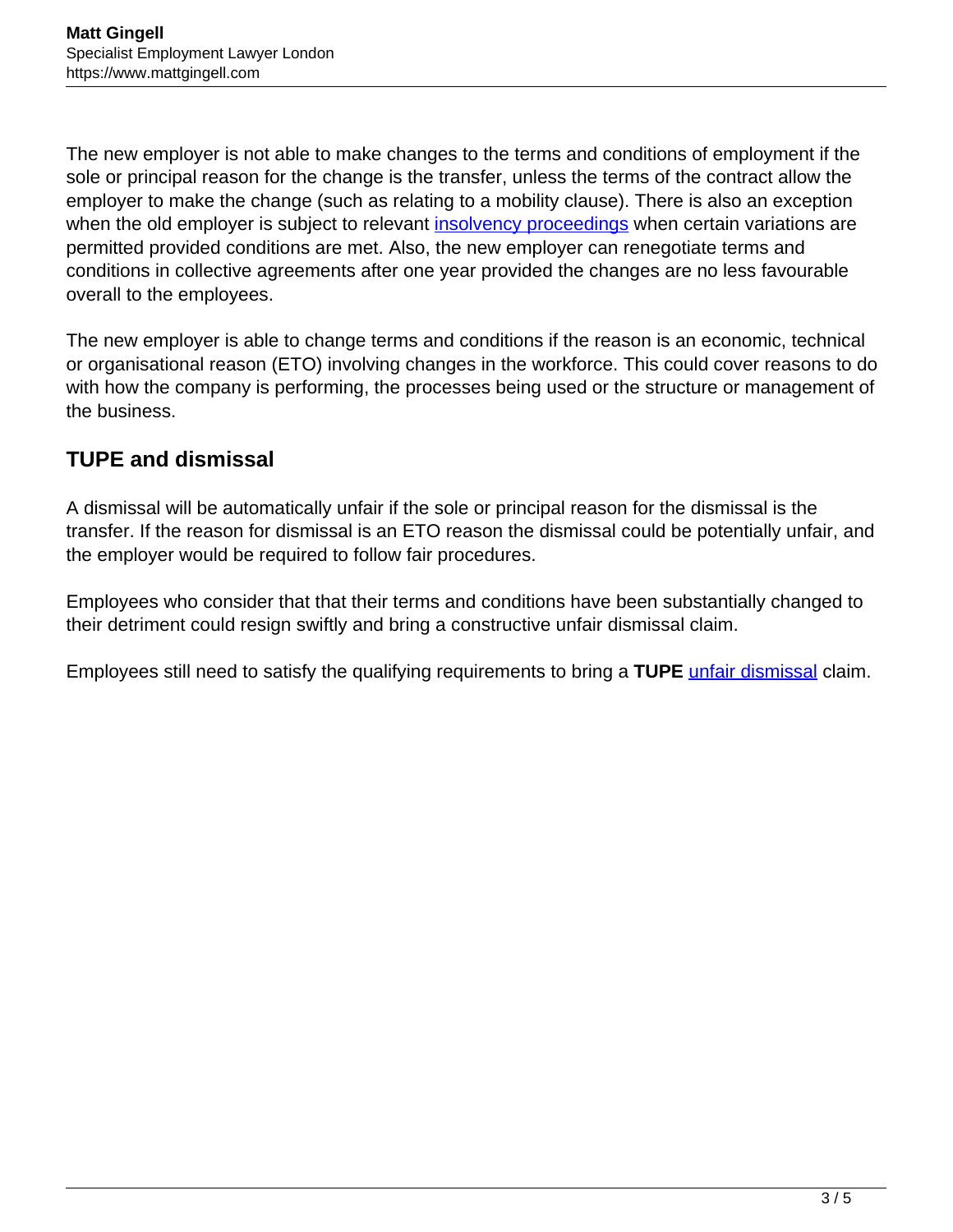The new employer is not able to make changes to the terms and conditions of employment if the sole or principal reason for the change is the transfer, unless the terms of the contract allow the employer to make the change (such as relating to a mobility clause). There is also an exception when the old employer is subject to relevant insolvency proceedings when certain variations are permitted provided conditions are met. Also, the new employer can renegotiate terms and conditions in collective agreements after one year provided the changes are no less favourable overall to the employees.

The new employer is able to change terms and conditions if the reason is an economic, technical or organisational reason (ETO) involving changes in the workforce. This could cover reasons to do with how the company is performing, the processes being used or the structure or management of the business.

## TUPE and dismissal

A dismissal will be automatically unfair if the sole or principal reason for the dismissal is the transfer. If the reason for dismissal is an ETO reason the dismissal could be potentially unfair, and the employer would be required to follow fair procedures.

Employees who consider that that their terms and conditions have been substantially changed to their detriment could resign swiftly and bring a constructive unfair dismissal claim.

Employees still need to satisfy the qualifying requirements to bring a **TUPE** unfair dismissal claim.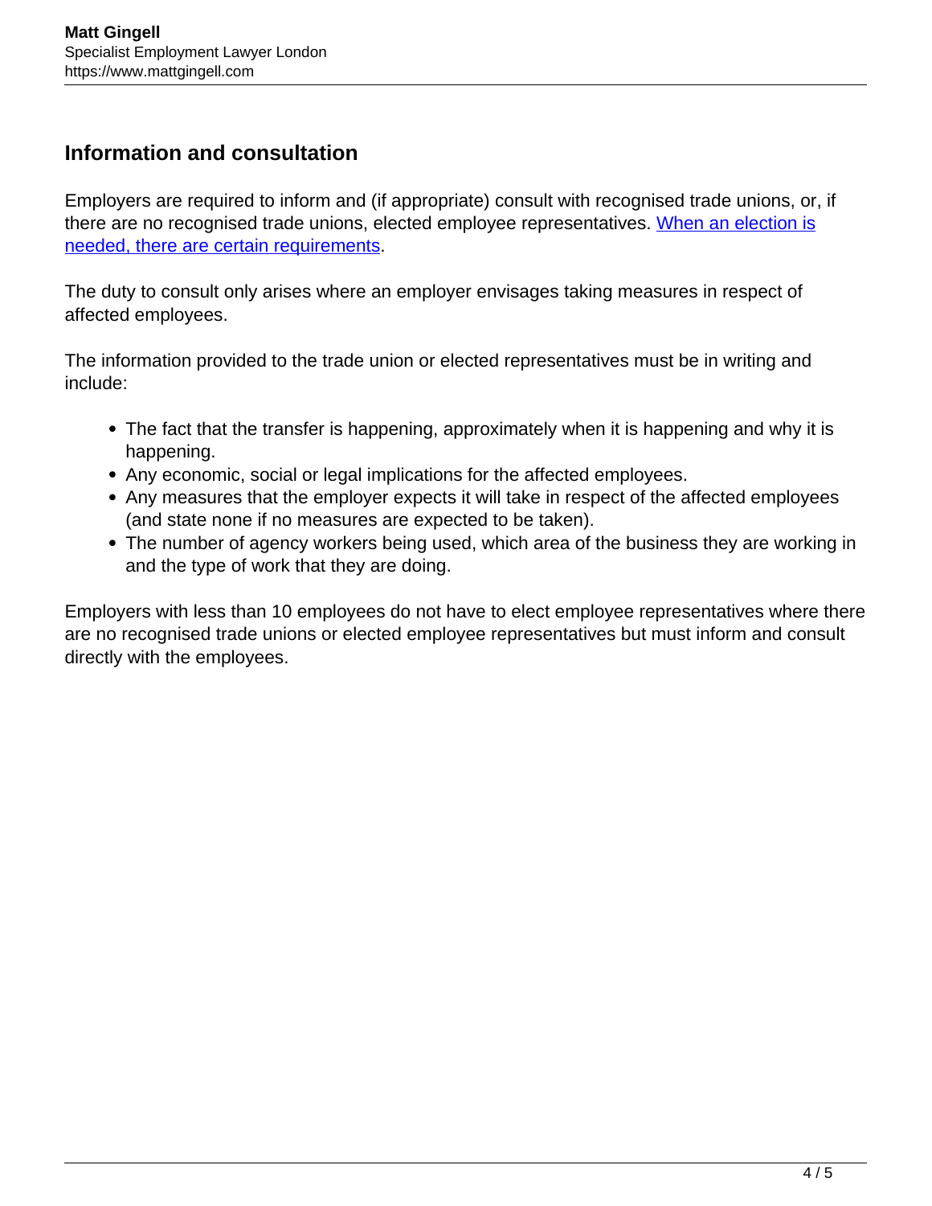## Information and consultation

Employers are required to inform and (if appropriate) consult with recognised trade unions, or, if there are no recognised trade unions, elected employee representatives. [When an election is needed, there are certain requirements].

The duty to consult only arises where an employer envisages taking measures in respect of affected employees.

The information provided to the trade union or elected representatives must be in writing and include:

- The fact that the transfer is happening, approximately when it is happening and why it is happening.
- Any economic, social or legal implications for the affected employees.
- Any measures that the employer expects it will take in respect of the affected employees (and state none if no measures are expected to be taken).
- The number of agency workers being used, which area of the business they are working in and the type of work that they are doing.

Employers with less than 10 employees do not have to elect employee representatives where there are no recognised trade unions or elected employee representatives but must inform and consult directly with the employees.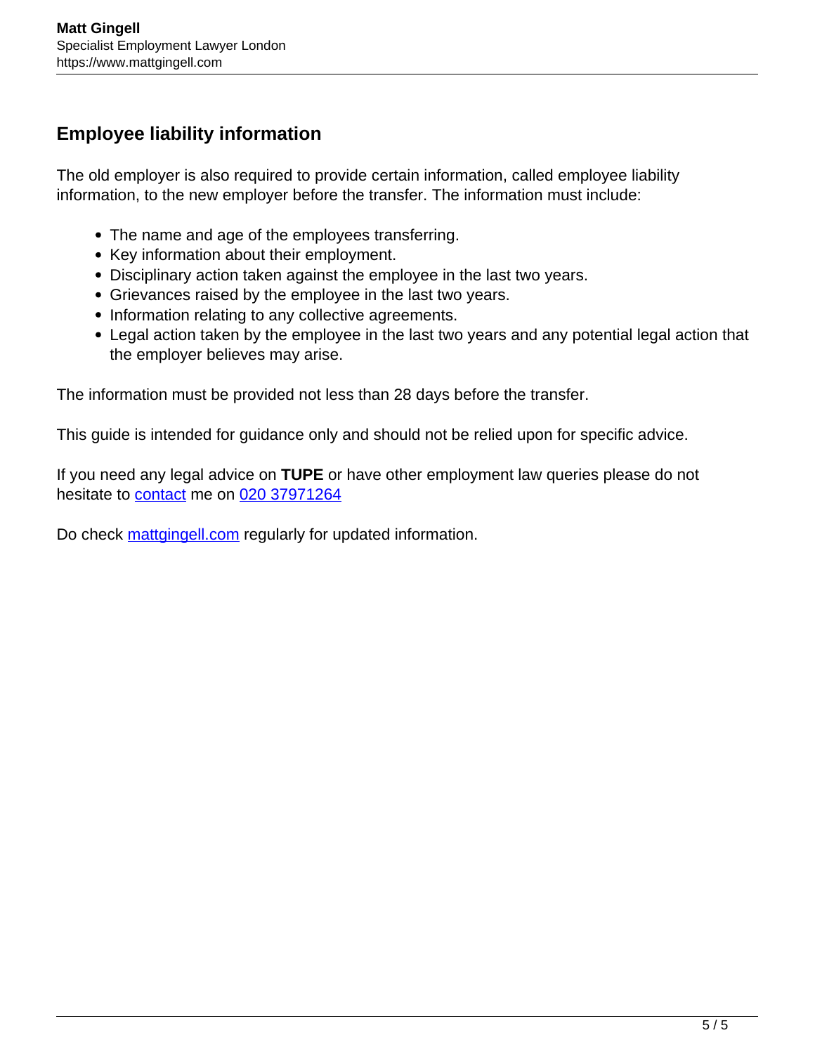## Employee liability information

The old employer is also required to provide certain information, called employee liability information, to the new employer before the transfer. The information must include:

- The name and age of the employees transferring.
- Key information about their employment.
- Disciplinary action taken against the employee in the last two years.
- Grievances raised by the employee in the last two years.
- Information relating to any collective agreements.
- Legal action taken by the employee in the last two years and any potential legal action that the employer believes may arise.

The information must be provided not less than 28 days before the transfer.

This guide is intended for guidance only and should not be relied upon for specific advice.

If you need any legal advice on **TUPE** or have other employment law queries please do not hesitate to contact me on 020 37971264

Do check mattgingell.com regularly for updated information.